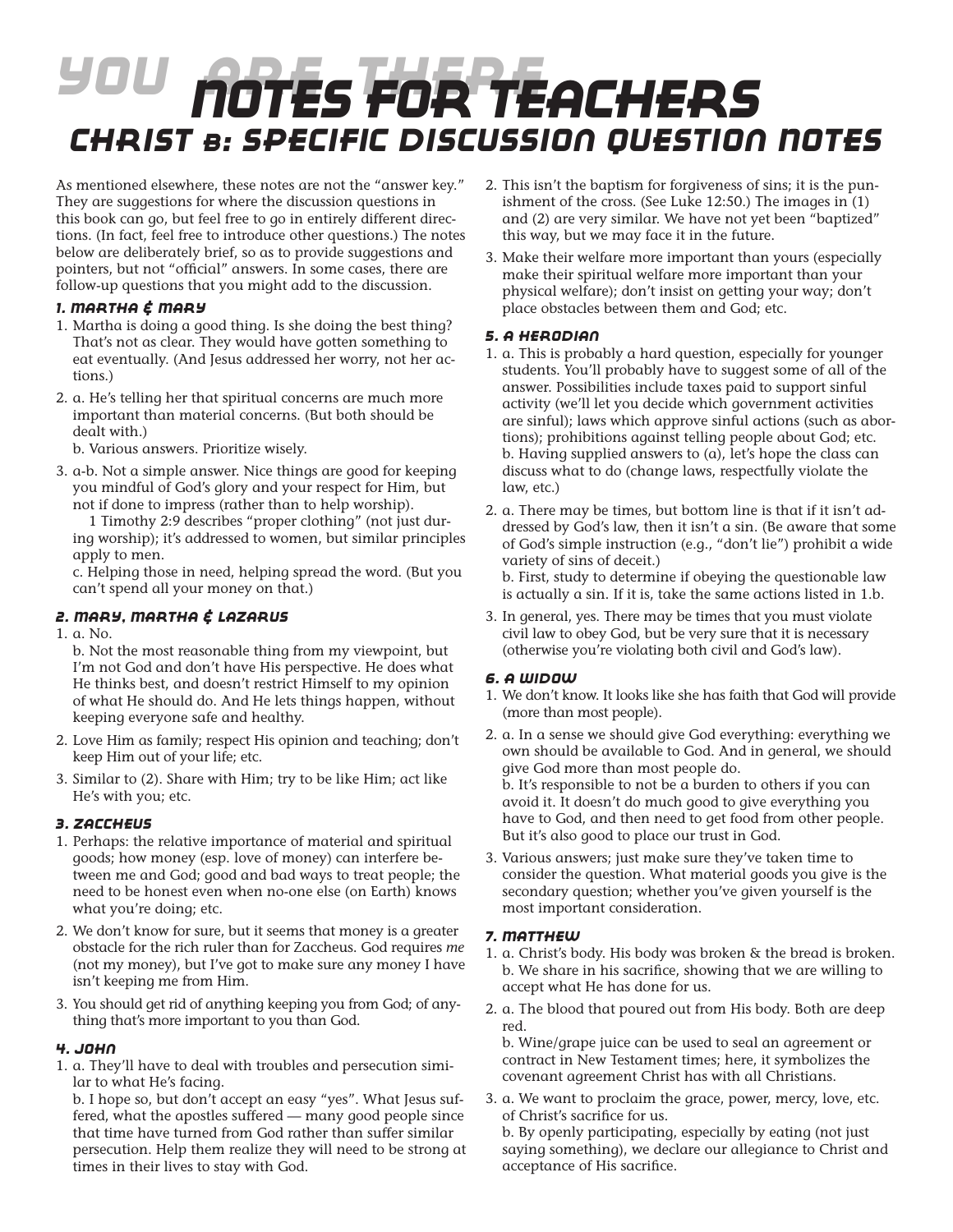# YOU ARE THERE NOTES FOR TEACHERS

## CHRIST B: SPECIFIC DISCUSSION QUESTION NOTES

As mentioned elsewhere, these notes are not the "answer key." They are suggestions for where the discussion questions in this book can go, but feel free to go in entirely different directions. (In fact, feel free to introduce other questions.) The notes below are deliberately brief, so as to provide suggestions and pointers, but not "official" answers. In some cases, there are follow-up questions that you might add to the discussion.

### 1. Martha & Mary

1. Martha is doing a good thing. Is she doing the best thing? That's not as clear. They would have gotten something to eat eventually. (And Jesus addressed her worry, not her actions.)
2. a. He's telling her that spiritual concerns are much more important than material concerns. (But both should be dealt with.)
   b. Various answers. Prioritize wisely.
3. a-b. Not a simple answer. Nice things are good for keeping you mindful of God's glory and your respect for Him, but not if done to impress (rather than to help worship).
   1 Timothy 2:9 describes "proper clothing" (not just during worship); it's addressed to women, but similar principles apply to men.
   c. Helping those in need, helping spread the word. (But you can't spend all your money on that.)

### 2. Mary, Martha & Lazarus

1. a. No.
   b. Not the most reasonable thing from my viewpoint, but I'm not God and don't have His perspective. He does what He thinks best, and doesn't restrict Himself to my opinion of what He should do. And He lets things happen, without keeping everyone safe and healthy.
2. Love Him as family; respect His opinion and teaching; don't keep Him out of your life; etc.
3. Similar to (2). Share with Him; try to be like Him; act like He's with you; etc.

### 3. Zaccheus

1. Perhaps: the relative importance of material and spiritual goods; how money (esp. love of money) can interfere between me and God; good and bad ways to treat people; the need to be honest even when no-one else (on Earth) knows what you're doing; etc.
2. We don't know for sure, but it seems that money is a greater obstacle for the rich ruler than for Zaccheus. God requires *me* (not my money), but I've got to make sure any money I have isn't keeping me from Him.
3. You should get rid of anything keeping you from God; of anything that's more important to you than God.

### 4. John

1. a. They'll have to deal with troubles and persecution similar to what He's facing.
   b. I hope so, but don't accept an easy "yes". What Jesus suffered, what the apostles suffered — many good people since that time have turned from God rather than suffer similar persecution. Help them realize they will need to be strong at times in their lives to stay with God.
2. This isn't the baptism for forgiveness of sins; it is the punishment of the cross. (See Luke 12:50.) The images in (1) and (2) are very similar. We have not yet been "baptized" this way, but we may face it in the future.
3. Make their welfare more important than yours (especially make their spiritual welfare more important than your physical welfare); don't insist on getting your way; don't place obstacles between them and God; etc.

### 5. A Herodian

1. a. This is probably a hard question, especially for younger students. You'll probably have to suggest some of all of the answer. Possibilities include taxes paid to support sinful activity (we'll let you decide which government activities are sinful); laws which approve sinful actions (such as abortions); prohibitions against telling people about God; etc.
   b. Having supplied answers to (a), let's hope the class can discuss what to do (change laws, respectfully violate the law, etc.)
2. a. There may be times, but bottom line is that if it isn't addressed by God's law, then it isn't a sin. (Be aware that some of God's simple instruction (e.g., "don't lie") prohibit a wide variety of sins of deceit.)
   b. First, study to determine if obeying the questionable law is actually a sin. If it is, take the same actions listed in 1.b.
3. In general, yes. There may be times that you must violate civil law to obey God, but be very sure that it is necessary (otherwise you're violating both civil and God's law).

### 6. A Widow

1. We don't know. It looks like she has faith that God will provide (more than most people).
2. a. In a sense we should give God everything: everything we own should be available to God. And in general, we should give God more than most people do.
   b. It's responsible to not be a burden to others if you can avoid it. It doesn't do much good to give everything you have to God, and then need to get food from other people. But it's also good to place our trust in God.
3. Various answers; just make sure they've taken time to consider the question. What material goods you give is the secondary question; whether you've given yourself is the most important consideration.

### 7. Matthew

1. a. Christ's body. His body was broken & the bread is broken.
   b. We share in his sacrifice, showing that we are willing to accept what He has done for us.
2. a. The blood that poured out from His body. Both are deep red.
   b. Wine/grape juice can be used to seal an agreement or contract in New Testament times; here, it symbolizes the covenant agreement Christ has with all Christians.
3. a. We want to proclaim the grace, power, mercy, love, etc. of Christ's sacrifice for us.
   b. By openly participating, especially by eating (not just saying something), we declare our allegiance to Christ and acceptance of His sacrifice.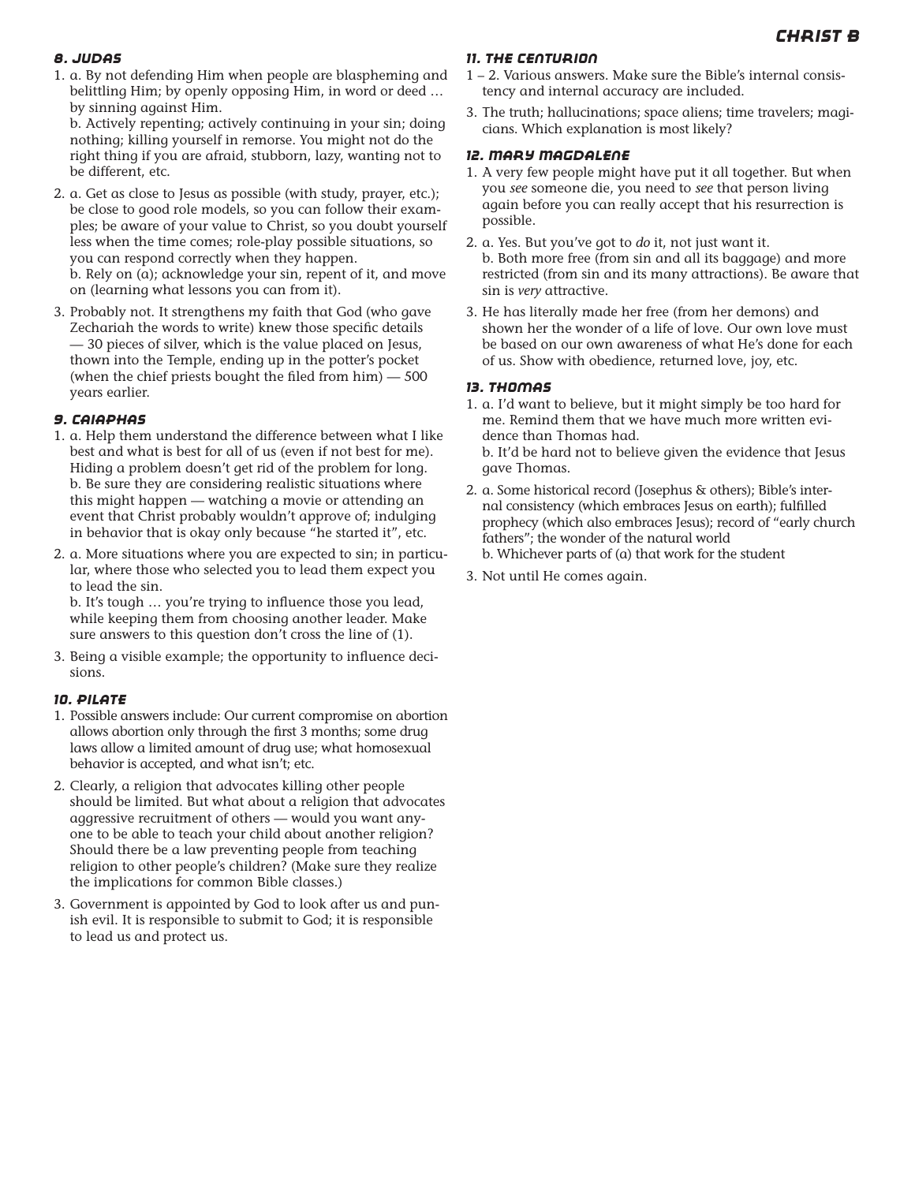### 8. Judas

1. a. By not defending Him when people are blaspheming and belittling Him; by openly opposing Him, in word or deed … by sinning against Him.
   b. Actively repenting; actively continuing in your sin; doing nothing; killing yourself in remorse. You might not do the right thing if you are afraid, stubborn, lazy, wanting not to be different, etc.
2. a. Get as close to Jesus as possible (with study, prayer, etc.); be close to good role models, so you can follow their examples; be aware of your value to Christ, so you doubt yourself less when the time comes; role-play possible situations, so you can respond correctly when they happen.
   b. Rely on (a); acknowledge your sin, repent of it, and move on (learning what lessons you can from it).
3. Probably not. It strengthens my faith that God (who gave Zechariah the words to write) knew those specific details — 30 pieces of silver, which is the value placed on Jesus, thown into the Temple, ending up in the potter's pocket (when the chief priests bought the filed from him) — 500 years earlier.

### 9. Caiaphas

1. a. Help them understand the difference between what I like best and what is best for all of us (even if not best for me). Hiding a problem doesn't get rid of the problem for long.
   b. Be sure they are considering realistic situations where this might happen — watching a movie or attending an event that Christ probably wouldn't approve of; indulging in behavior that is okay only because "he started it", etc.
2. a. More situations where you are expected to sin; in particular, where those who selected you to lead them expect you to lead the sin.
   b. It's tough … you're trying to influence those you lead, while keeping them from choosing another leader. Make sure answers to this question don't cross the line of (1).
3. Being a visible example; the opportunity to influence decisions.

### 10. Pilate

1. Possible answers include: Our current compromise on abortion allows abortion only through the first 3 months; some drug laws allow a limited amount of drug use; what homosexual behavior is accepted, and what isn't; etc.
2. Clearly, a religion that advocates killing other people should be limited. But what about a religion that advocates aggressive recruitment of others — would you want anyone to be able to teach your child about another religion? Should there be a law preventing people from teaching religion to other people's children? (Make sure they realize the implications for common Bible classes.)
3. Government is appointed by God to look after us and punish evil. It is responsible to submit to God; it is responsible to lead us and protect us.

### 11. The Centurion

1 – 2. Various answers. Make sure the Bible's internal consistency and internal accuracy are included.

3. The truth; hallucinations; space aliens; time travelers; magicians. Which explanation is most likely?

### 12. Mary Magdalene

1. A very few people might have put it all together. But when you *see* someone die, you need to *see* that person living again before you can really accept that his resurrection is possible.
2. a. Yes. But you've got to *do* it, not just want it.
   b. Both more free (from sin and all its baggage) and more restricted (from sin and its many attractions). Be aware that sin is *very* attractive.
3. He has literally made her free (from her demons) and shown her the wonder of a life of love. Our own love must be based on our own awareness of what He's done for each of us. Show with obedience, returned love, joy, etc.

### 13. Thomas

1. a. I'd want to believe, but it might simply be too hard for me. Remind them that we have much more written evidence than Thomas had.
   b. It'd be hard not to believe given the evidence that Jesus gave Thomas.
2. a. Some historical record (Josephus & others); Bible's internal consistency (which embraces Jesus on earth); fulfilled prophecy (which also embraces Jesus); record of "early church fathers"; the wonder of the natural world
   b. Whichever parts of (a) that work for the student
3. Not until He comes again.